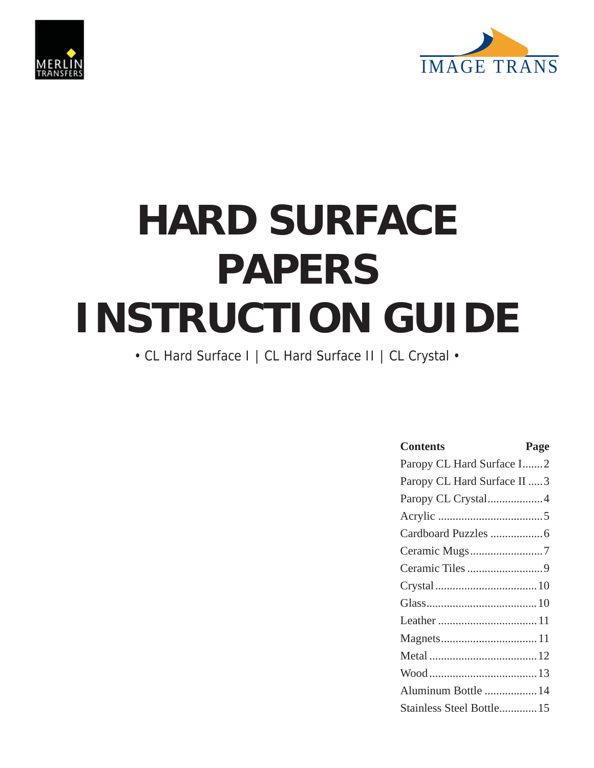MERLIN TRANSFERS

IMAGE TRANS

# HARD SURFACE PAPERS INSTRUCTION GUIDE

• CL Hard Surface I | CL Hard Surface II | CL Crystal •

| Contents | Page |
|---|---|
| Paropy CL Hard Surface I | 2 |
| Paropy CL Hard Surface II | 3 |
| Paropy CL Crystal | 4 |
| Acrylic | 5 |
| Cardboard Puzzles | 6 |
| Ceramic Mugs | 7 |
| Ceramic Tiles | 9 |
| Crystal | 10 |
| Glass | 10 |
| Leather | 11 |
| Magnets | 11 |
| Metal | 12 |
| Wood | 13 |
| Aluminum Bottle | 14 |
| Stainless Steel Bottle | 15 |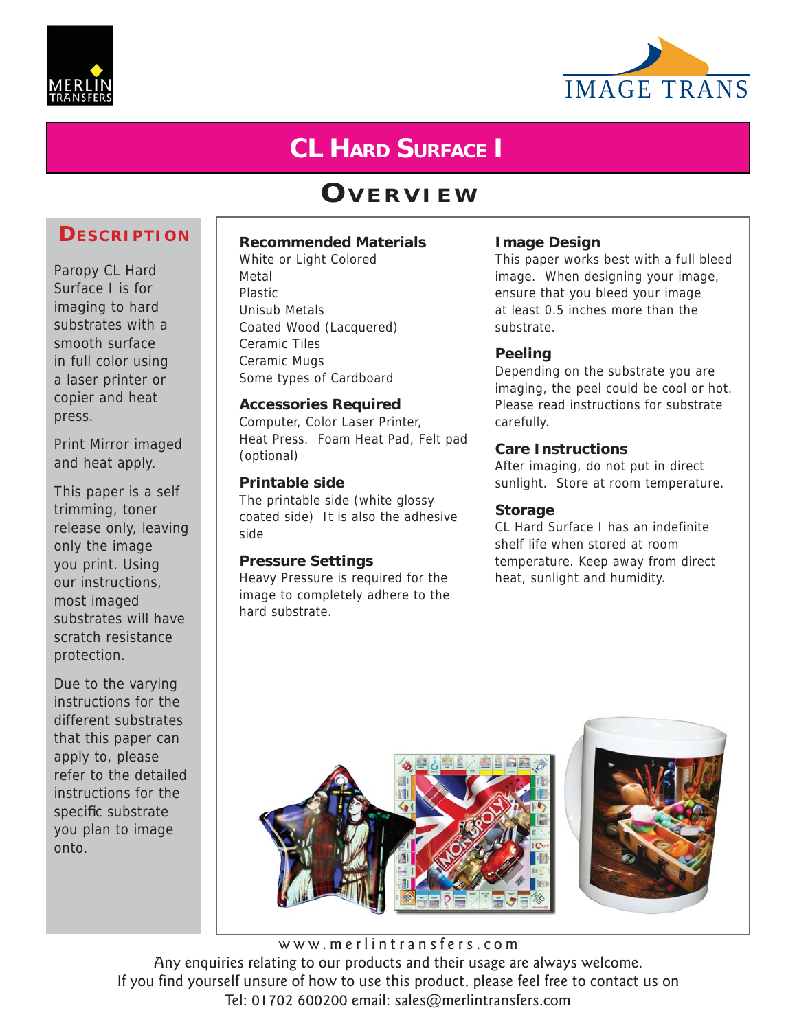# CL Hard Surface I

## Overview

### Description

Paropy CL Hard Surface I is for imaging to hard substrates with a smooth surface in full color using a laser printer or copier and heat press.

Print Mirror imaged and heat apply.

This paper is a self trimming, toner release only, leaving only the image you print. Using our instructions, most imaged substrates will have scratch resistance protection.

Due to the varying instructions for the different substrates that this paper can apply to, please refer to the detailed instructions for the specific substrate you plan to image onto.

### Recommended Materials

White or Light Colored
Metal
Plastic
Unisub Metals
Coated Wood (Lacquered)
Ceramic Tiles
Ceramic Mugs
Some types of Cardboard

### Accessories Required

Computer, Color Laser Printer, Heat Press. Foam Heat Pad, Felt pad (optional)

### Printable side

The printable side (white glossy coated side) It is also the adhesive side

### Pressure Settings

Heavy Pressure is required for the image to completely adhere to the hard substrate.

### Image Design

This paper works best with a full bleed image. When designing your image, ensure that you bleed your image at least 0.5 inches more than the substrate.

### Peeling

Depending on the substrate you are imaging, the peel could be cool or hot. Please read instructions for substrate carefully.

### Care Instructions

After imaging, do not put in direct sunlight. Store at room temperature.

### Storage

CL Hard Surface I has an indefinite shelf life when stored at room temperature. Keep away from direct heat, sunlight and humidity.

www.merlintransfers.com

Any enquiries relating to our products and their usage are always welcome.
If you find yourself unsure of how to use this product, please feel free to contact us on
Tel: 01702 600200 email: sales@merlintransfers.com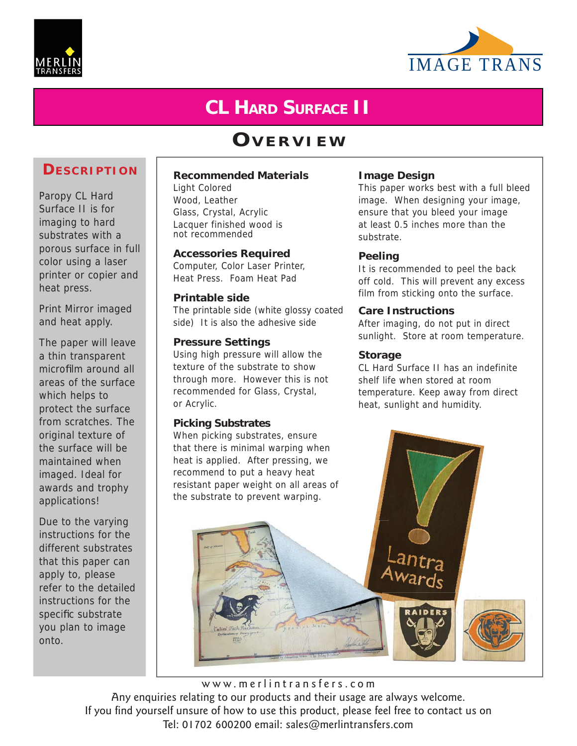# CL Hard Surface II

## Overview

### Description

Paropy CL Hard Surface II is for imaging to hard substrates with a porous surface in full color using a laser printer or copier and heat press.

Print Mirror imaged and heat apply.

The paper will leave a thin transparent microfilm around all areas of the surface which helps to protect the surface from scratches. The original texture of the surface will be maintained when imaged. Ideal for awards and trophy applications!

Due to the varying instructions for the different substrates that this paper can apply to, please refer to the detailed instructions for the specific substrate you plan to image onto.

### Recommended Materials

Light Colored
Wood, Leather
Glass, Crystal, Acrylic
Lacquer finished wood is not recommended

### Accessories Required

Computer, Color Laser Printer, Heat Press. Foam Heat Pad

### Printable side

The printable side (white glossy coated side) It is also the adhesive side

### Pressure Settings

Using high pressure will allow the texture of the substrate to show through more. However this is not recommended for Glass, Crystal, or Acrylic.

### Picking Substrates

When picking substrates, ensure that there is minimal warping when heat is applied. After pressing, we recommend to put a heavy heat resistant paper weight on all areas of the substrate to prevent warping.

### Image Design

This paper works best with a full bleed image. When designing your image, ensure that you bleed your image at least 0.5 inches more than the substrate.

### Peeling

It is recommended to peel the back off cold. This will prevent any excess film from sticking onto the surface.

### Care Instructions

After imaging, do not put in direct sunlight. Store at room temperature.

### Storage

CL Hard Surface II has an indefinite shelf life when stored at room temperature. Keep away from direct heat, sunlight and humidity.

www.merlintransfers.com

Any enquiries relating to our products and their usage are always welcome.
If you find yourself unsure of how to use this product, please feel free to contact us on
Tel: 01702 600200 email: sales@merlintransfers.com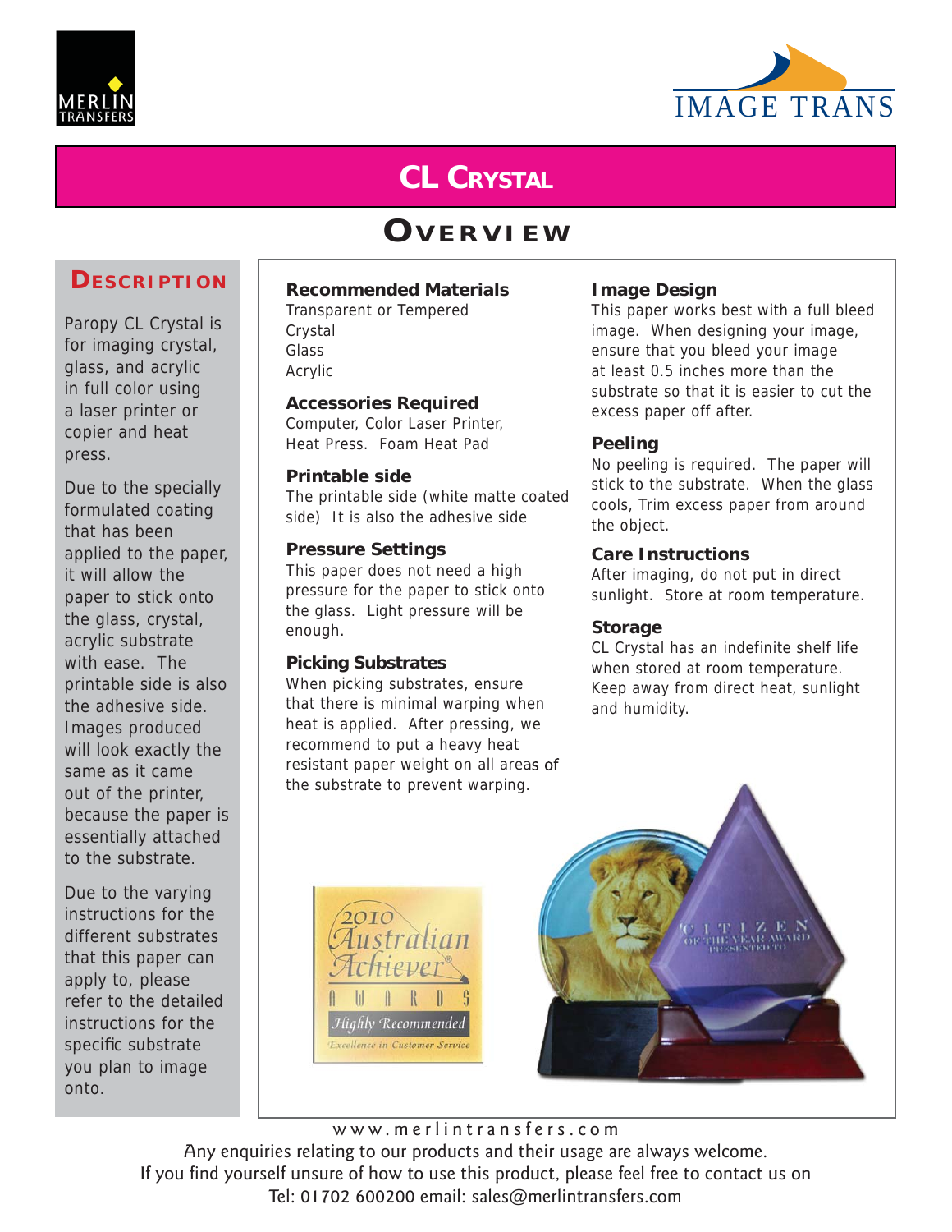# CL Crystal

## Overview

### Description

Paropy CL Crystal is for imaging crystal, glass, and acrylic in full color using a laser printer or copier and heat press.

Due to the specially formulated coating that has been applied to the paper, it will allow the paper to stick onto the glass, crystal, acrylic substrate with ease. The printable side is also the adhesive side. Images produced will look exactly the same as it came out of the printer, because the paper is essentially attached to the substrate.

Due to the varying instructions for the different substrates that this paper can apply to, please refer to the detailed instructions for the specific substrate you plan to image onto.

### Recommended Materials

Transparent or Tempered
Crystal
Glass
Acrylic

### Accessories Required

Computer, Color Laser Printer, Heat Press. Foam Heat Pad

### Printable side

The printable side (white matte coated side) It is also the adhesive side

### Pressure Settings

This paper does not need a high pressure for the paper to stick onto the glass. Light pressure will be enough.

### Picking Substrates

When picking substrates, ensure that there is minimal warping when heat is applied. After pressing, we recommend to put a heavy heat resistant paper weight on all areas of the substrate to prevent warping.

### Image Design

This paper works best with a full bleed image. When designing your image, ensure that you bleed your image at least 0.5 inches more than the substrate so that it is easier to cut the excess paper off after.

### Peeling

No peeling is required. The paper will stick to the substrate. When the glass cools, Trim excess paper from around the object.

### Care Instructions

After imaging, do not put in direct sunlight. Store at room temperature.

### Storage

CL Crystal has an indefinite shelf life when stored at room temperature. Keep away from direct heat, sunlight and humidity.

www.merlintransfers.com

Any enquiries relating to our products and their usage are always welcome.
If you find yourself unsure of how to use this product, please feel free to contact us on
Tel: 01702 600200 email: sales@merlintransfers.com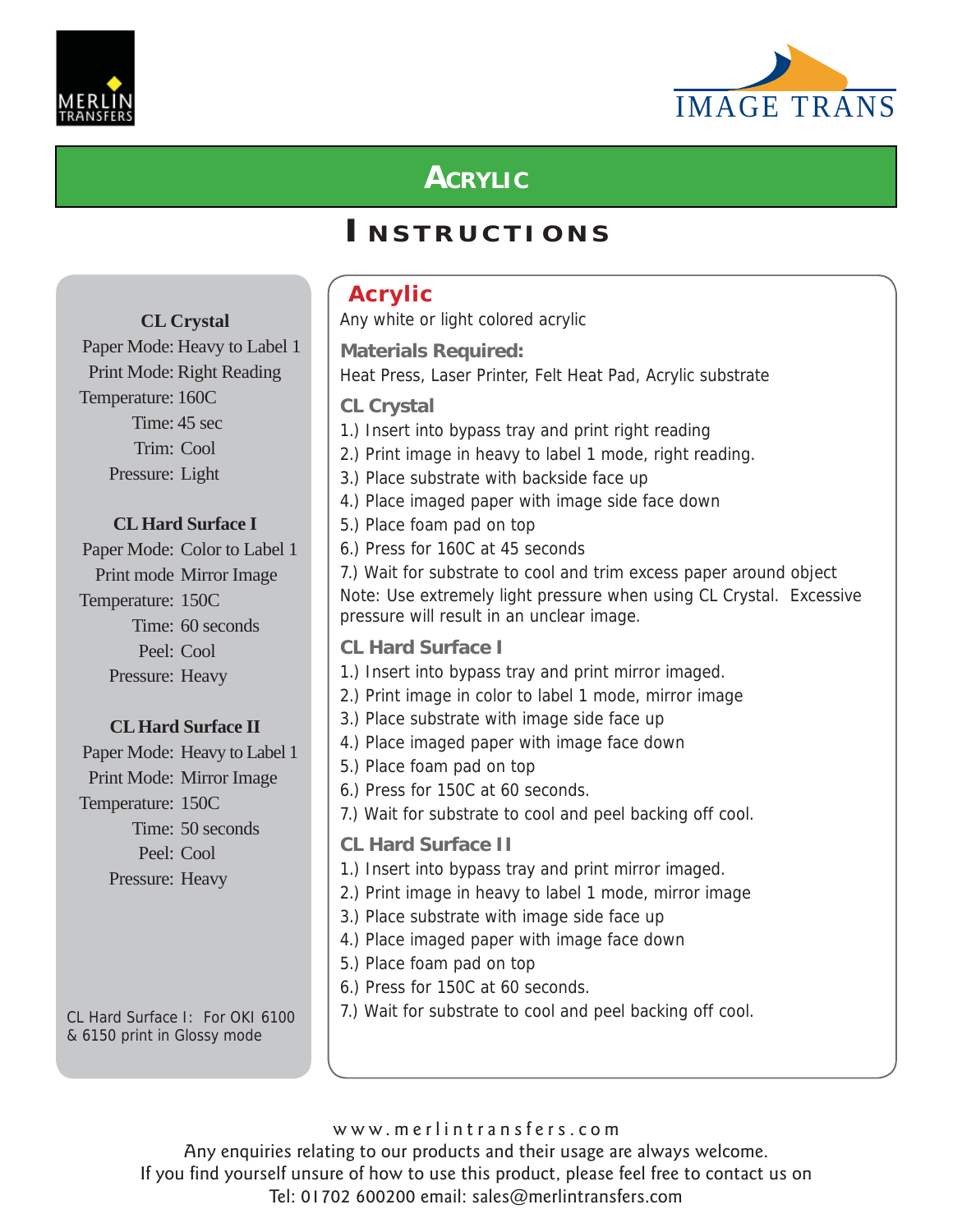MERLIN TRANSFERS

IMAGE TRANS

# Acrylic

## Instructions

**CL Crystal**
Paper Mode: Heavy to Label 1
Print Mode: Right Reading
Temperature: 160C
Time: 45 sec
Trim: Cool
Pressure: Light

**CL Hard Surface I**
Paper Mode: Color to Label 1
Print mode Mirror Image
Temperature: 150C
Time: 60 seconds
Peel: Cool
Pressure: Heavy

**CL Hard Surface II**
Paper Mode: Heavy to Label 1
Print Mode: Mirror Image
Temperature: 150C
Time: 50 seconds
Peel: Cool
Pressure: Heavy

CL Hard Surface I: For OKI 6100 & 6150 print in Glossy mode

### Acrylic

Any white or light colored acrylic

#### Materials Required:

Heat Press, Laser Printer, Felt Heat Pad, Acrylic substrate

#### CL Crystal

1.) Insert into bypass tray and print right reading
2.) Print image in heavy to label 1 mode, right reading.
3.) Place substrate with backside face up
4.) Place imaged paper with image side face down
5.) Place foam pad on top
6.) Press for 160C at 45 seconds
7.) Wait for substrate to cool and trim excess paper around object

Note: Use extremely light pressure when using CL Crystal. Excessive pressure will result in an unclear image.

#### CL Hard Surface I

1.) Insert into bypass tray and print mirror imaged.
2.) Print image in color to label 1 mode, mirror image
3.) Place substrate with image side face up
4.) Place imaged paper with image face down
5.) Place foam pad on top
6.) Press for 150C at 60 seconds.
7.) Wait for substrate to cool and peel backing off cool.

#### CL Hard Surface II

1.) Insert into bypass tray and print mirror imaged.
2.) Print image in heavy to label 1 mode, mirror image
3.) Place substrate with image side face up
4.) Place imaged paper with image face down
5.) Place foam pad on top
6.) Press for 150C at 60 seconds.
7.) Wait for substrate to cool and peel backing off cool.

www.merlintransfers.com
Any enquiries relating to our products and their usage are always welcome.
If you find yourself unsure of how to use this product, please feel free to contact us on
Tel: 01702 600200 email: sales@merlintransfers.com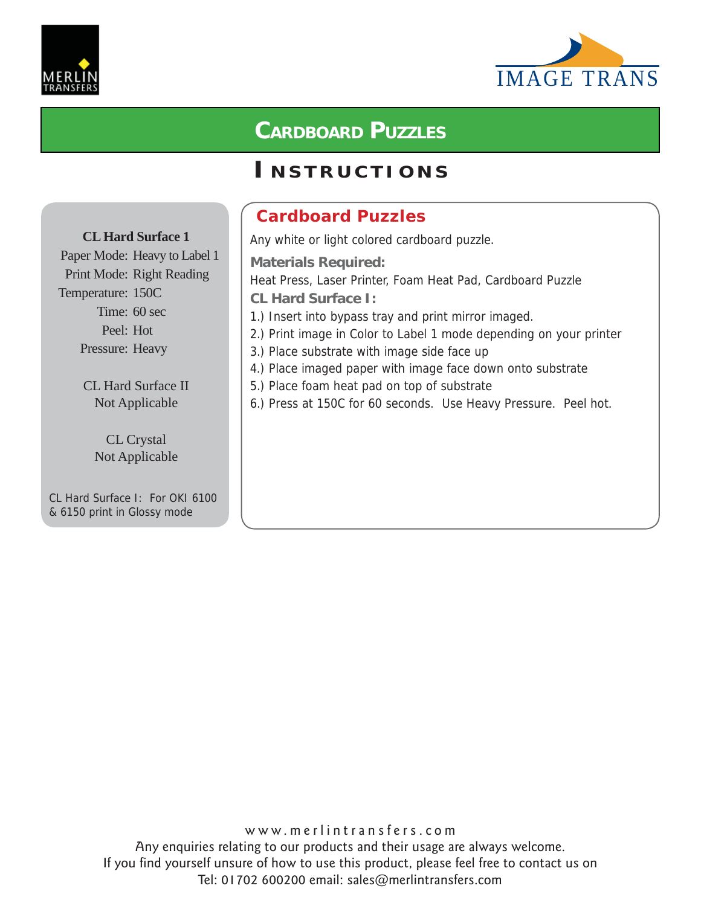MERLIN TRANSFERS

IMAGE TRANS

# Cardboard Puzzles

## Instructions

**CL Hard Surface 1**

Paper Mode: Heavy to Label 1
Print Mode: Right Reading
Temperature: 150C
Time: 60 sec
Peel: Hot
Pressure: Heavy

CL Hard Surface II
Not Applicable

CL Crystal
Not Applicable

CL Hard Surface I: For OKI 6100 & 6150 print in Glossy mode

### Cardboard Puzzles

Any white or light colored cardboard puzzle.

**Materials Required:**

Heat Press, Laser Printer, Foam Heat Pad, Cardboard Puzzle

**CL Hard Surface I:**

1.) Insert into bypass tray and print mirror imaged.
2.) Print image in Color to Label 1 mode depending on your printer
3.) Place substrate with image side face up
4.) Place imaged paper with image face down onto substrate
5.) Place foam heat pad on top of substrate
6.) Press at 150C for 60 seconds. Use Heavy Pressure. Peel hot.

www.merlintransfers.com
Any enquiries relating to our products and their usage are always welcome.
If you find yourself unsure of how to use this product, please feel free to contact us on
Tel: 01702 600200 email: sales@merlintransfers.com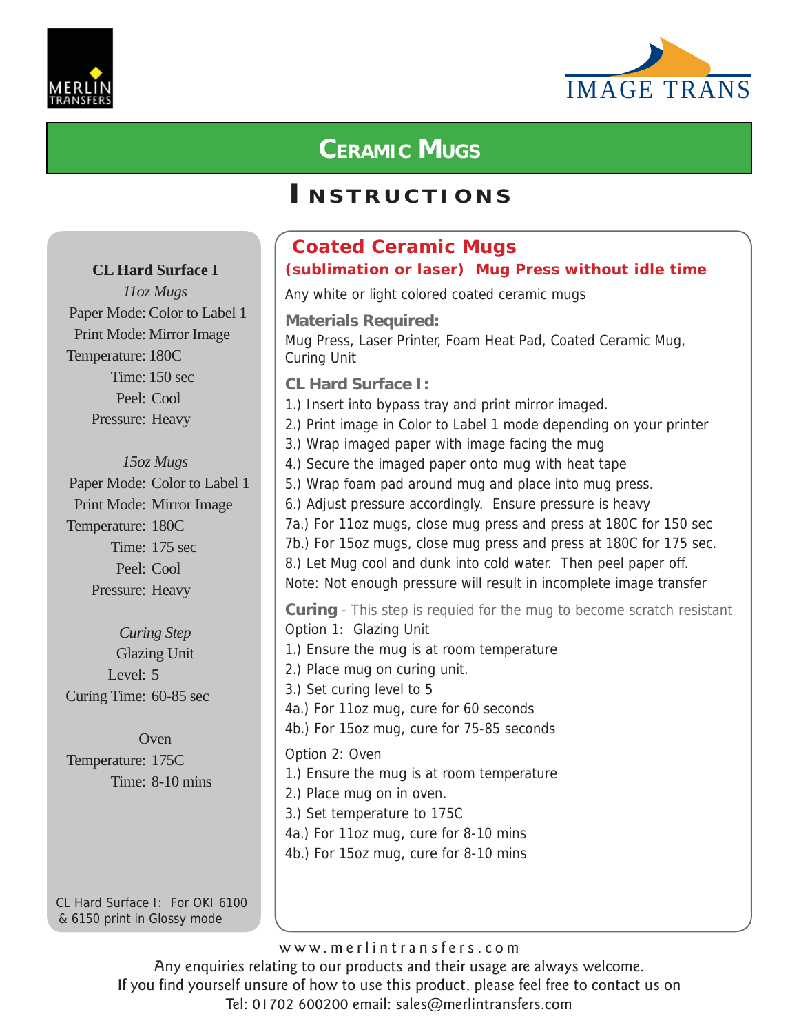MERLIN TRANSFERS

IMAGE TRANS

# Ceramic Mugs

## Instructions

**CL Hard Surface I**

*11oz Mugs*

Paper Mode: Color to Label 1
Print Mode: Mirror Image
Temperature: 180C
Time: 150 sec
Peel: Cool
Pressure: Heavy

*15oz Mugs*

Paper Mode: Color to Label 1
Print Mode: Mirror Image
Temperature: 180C
Time: 175 sec
Peel: Cool
Pressure: Heavy

*Curing Step*

Glazing Unit
Level: 5
Curing Time: 60-85 sec

Oven
Temperature: 175C
Time: 8-10 mins

CL Hard Surface I: For OKI 6100 & 6150 print in Glossy mode

### Coated Ceramic Mugs

**(sublimation or laser) Mug Press without idle time**

Any white or light colored coated ceramic mugs

**Materials Required:**

Mug Press, Laser Printer, Foam Heat Pad, Coated Ceramic Mug, Curing Unit

**CL Hard Surface I:**

1.) Insert into bypass tray and print mirror imaged.
2.) Print image in Color to Label 1 mode depending on your printer
3.) Wrap imaged paper with image facing the mug
4.) Secure the imaged paper onto mug with heat tape
5.) Wrap foam pad around mug and place into mug press.
6.) Adjust pressure accordingly. Ensure pressure is heavy
7a.) For 11oz mugs, close mug press and press at 180C for 150 sec
7b.) For 15oz mugs, close mug press and press at 180C for 175 sec.
8.) Let Mug cool and dunk into cold water. Then peel paper off.
Note: Not enough pressure will result in incomplete image transfer

**Curing** - This step is requied for the mug to become scratch resistant

Option 1: Glazing Unit
1.) Ensure the mug is at room temperature
2.) Place mug on curing unit.
3.) Set curing level to 5
4a.) For 11oz mug, cure for 60 seconds
4b.) For 15oz mug, cure for 75-85 seconds

Option 2: Oven
1.) Ensure the mug is at room temperature
2.) Place mug on in oven.
3.) Set temperature to 175C
4a.) For 11oz mug, cure for 8-10 mins
4b.) For 15oz mug, cure for 8-10 mins

www.merlintransfers.com
Any enquiries relating to our products and their usage are always welcome.
If you find yourself unsure of how to use this product, please feel free to contact us on
Tel: 01702 600200 email: sales@merlintransfers.com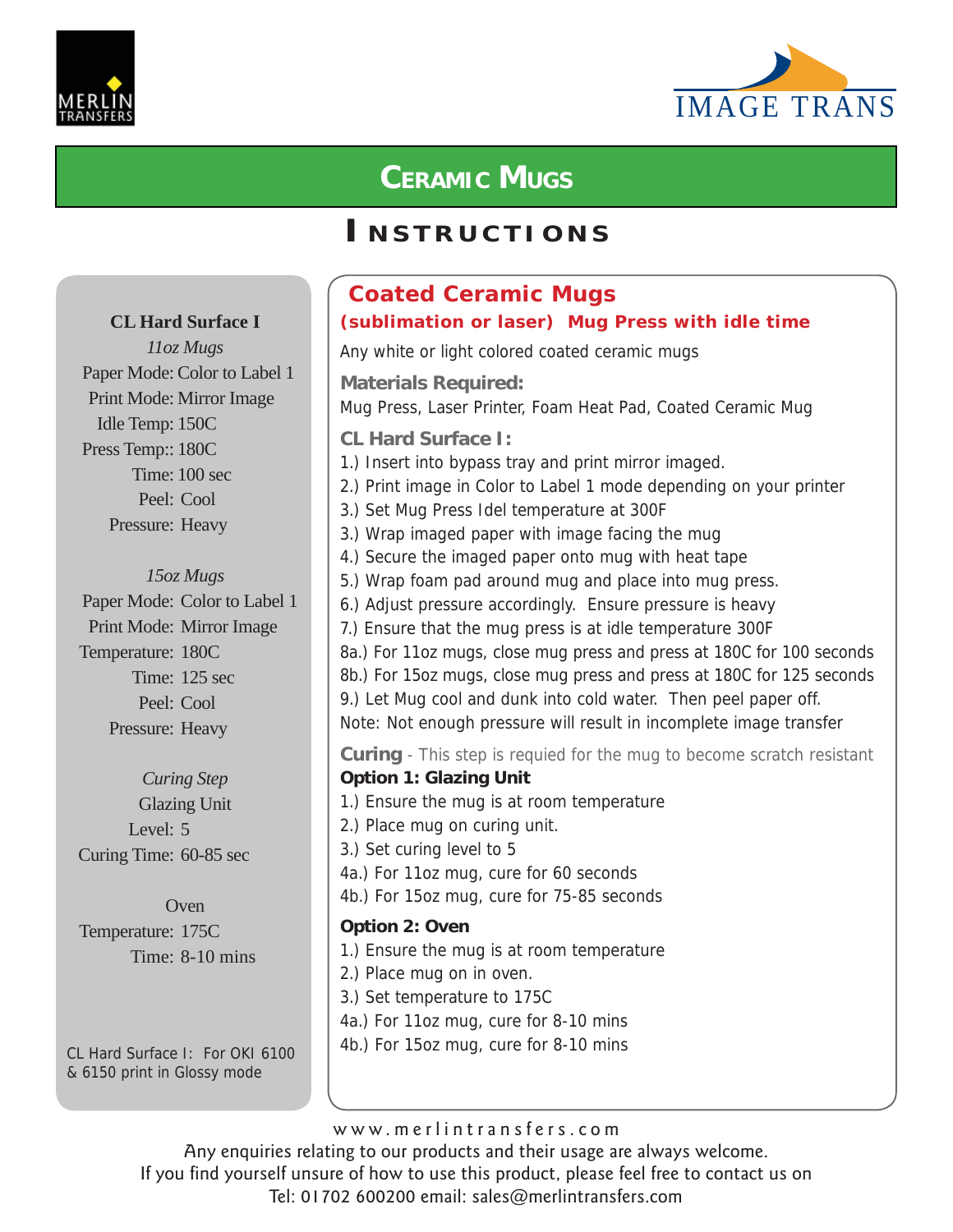MERLIN TRANSFERS

IMAGE TRANS

# CERAMIC MUGS

## INSTRUCTIONS

**CL Hard Surface I**

*11oz Mugs*

Paper Mode: Color to Label 1
Print Mode: Mirror Image
Idle Temp: 150C
Press Temp:: 180C
Time: 100 sec
Peel: Cool
Pressure: Heavy

*15oz Mugs*

Paper Mode: Color to Label 1
Print Mode: Mirror Image
Temperature: 180C
Time: 125 sec
Peel: Cool
Pressure: Heavy

*Curing Step*

Glazing Unit
Level: 5
Curing Time: 60-85 sec

Oven
Temperature: 175C
Time: 8-10 mins

CL Hard Surface I: For OKI 6100 & 6150 print in Glossy mode

## Coated Ceramic Mugs

**(sublimation or laser) Mug Press with idle time**

Any white or light colored coated ceramic mugs

**Materials Required:**

Mug Press, Laser Printer, Foam Heat Pad, Coated Ceramic Mug

**CL Hard Surface I:**

1.) Insert into bypass tray and print mirror imaged.
2.) Print image in Color to Label 1 mode depending on your printer
3.) Set Mug Press Idel temperature at 300F
3.) Wrap imaged paper with image facing the mug
4.) Secure the imaged paper onto mug with heat tape
5.) Wrap foam pad around mug and place into mug press.
6.) Adjust pressure accordingly. Ensure pressure is heavy
7.) Ensure that the mug press is at idle temperature 300F
8a.) For 11oz mugs, close mug press and press at 180C for 100 seconds
8b.) For 15oz mugs, close mug press and press at 180C for 125 seconds
9.) Let Mug cool and dunk into cold water. Then peel paper off.
Note: Not enough pressure will result in incomplete image transfer

**Curing** - This step is requied for the mug to become scratch resistant

**Option 1: Glazing Unit**

1.) Ensure the mug is at room temperature
2.) Place mug on curing unit.
3.) Set curing level to 5
4a.) For 11oz mug, cure for 60 seconds
4b.) For 15oz mug, cure for 75-85 seconds

**Option 2: Oven**

1.) Ensure the mug is at room temperature
2.) Place mug on in oven.
3.) Set temperature to 175C
4a.) For 11oz mug, cure for 8-10 mins
4b.) For 15oz mug, cure for 8-10 mins

www.merlintransfers.com
Any enquiries relating to our products and their usage are always welcome.
If you find yourself unsure of how to use this product, please feel free to contact us on
Tel: 01702 600200 email: sales@merlintransfers.com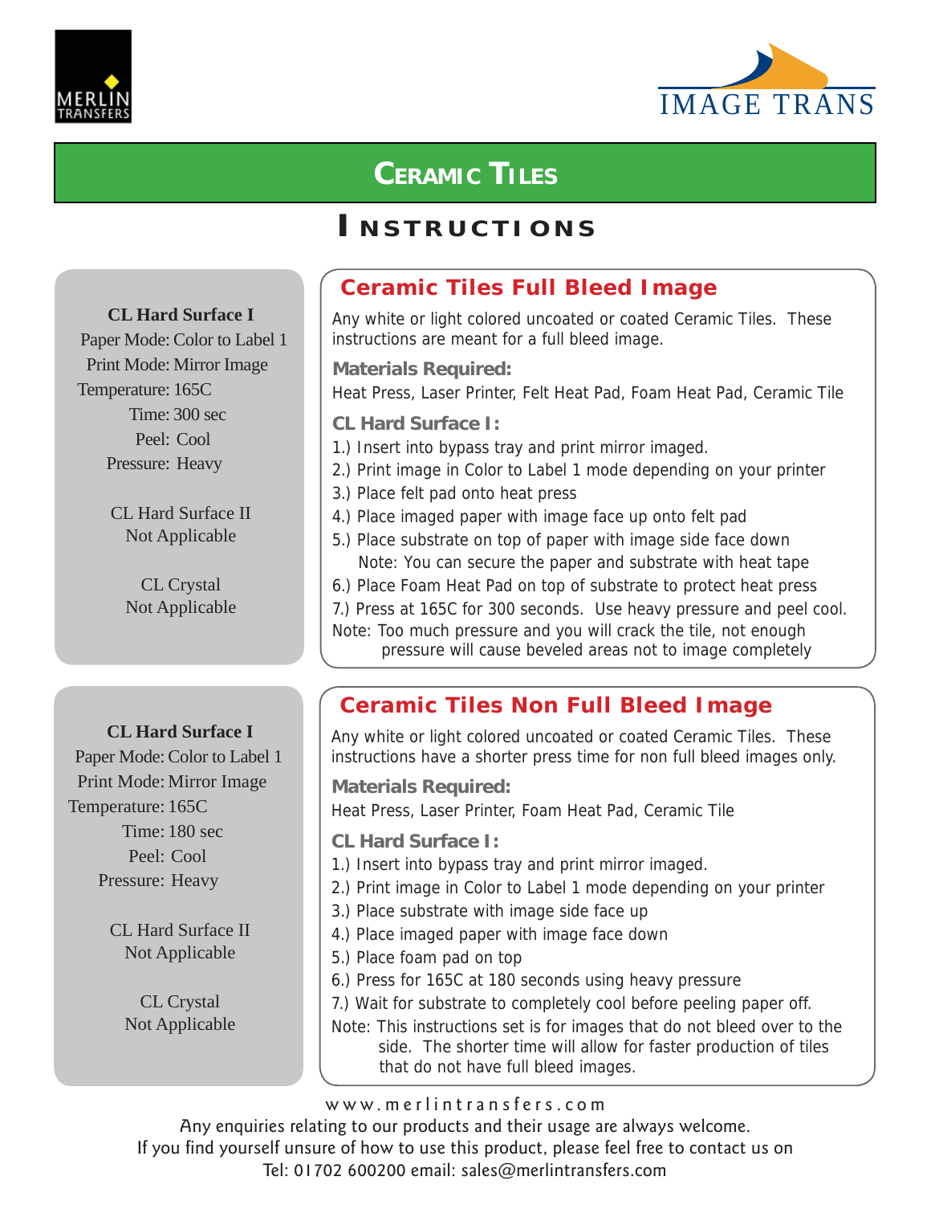MERLIN TRANSFERS

IMAGE TRANS

# Ceramic Tiles

## Instructions

**CL Hard Surface I**
Paper Mode: Color to Label 1
Print Mode: Mirror Image
Temperature: 165C
Time: 300 sec
Peel: Cool
Pressure: Heavy

CL Hard Surface II
Not Applicable

CL Crystal
Not Applicable

### Ceramic Tiles Full Bleed Image

Any white or light colored uncoated or coated Ceramic Tiles. These instructions are meant for a full bleed image.

**Materials Required:**

Heat Press, Laser Printer, Felt Heat Pad, Foam Heat Pad, Ceramic Tile

**CL Hard Surface I:**

1.) Insert into bypass tray and print mirror imaged.
2.) Print image in Color to Label 1 mode depending on your printer
3.) Place felt pad onto heat press
4.) Place imaged paper with image face up onto felt pad
5.) Place substrate on top of paper with image side face down
    Note: You can secure the paper and substrate with heat tape
6.) Place Foam Heat Pad on top of substrate to protect heat press
7.) Press at 165C for 300 seconds. Use heavy pressure and peel cool.

Note: Too much pressure and you will crack the tile, not enough pressure will cause beveled areas not to image completely

**CL Hard Surface I**
Paper Mode: Color to Label 1
Print Mode: Mirror Image
Temperature: 165C
Time: 180 sec
Peel: Cool
Pressure: Heavy

CL Hard Surface II
Not Applicable

CL Crystal
Not Applicable

### Ceramic Tiles Non Full Bleed Image

Any white or light colored uncoated or coated Ceramic Tiles. These instructions have a shorter press time for non full bleed images only.

**Materials Required:**

Heat Press, Laser Printer, Foam Heat Pad, Ceramic Tile

**CL Hard Surface I:**

1.) Insert into bypass tray and print mirror imaged.
2.) Print image in Color to Label 1 mode depending on your printer
3.) Place substrate with image side face up
4.) Place imaged paper with image face down
5.) Place foam pad on top
6.) Press for 165C at 180 seconds using heavy pressure
7.) Wait for substrate to completely cool before peeling paper off.

Note: This instructions set is for images that do not bleed over to the side. The shorter time will allow for faster production of tiles that do not have full bleed images.

www.merlintransfers.com

Any enquiries relating to our products and their usage are always welcome.
If you find yourself unsure of how to use this product, please feel free to contact us on
Tel: 01702 600200 email: sales@merlintransfers.com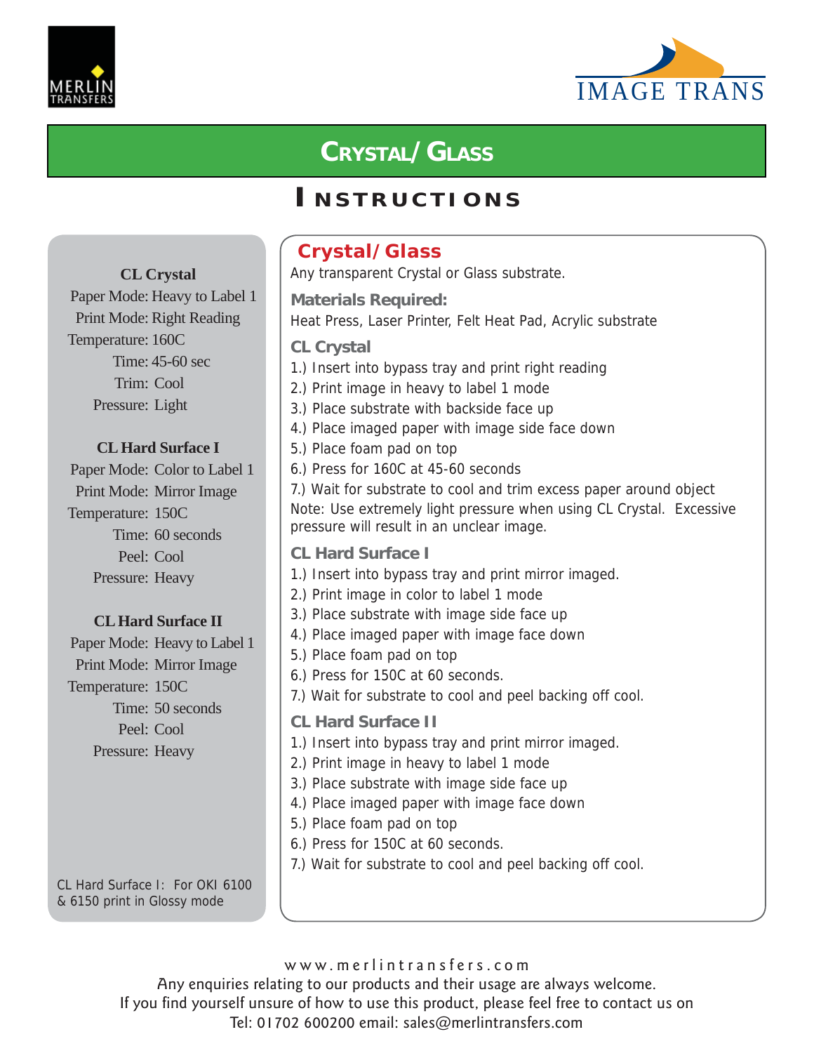MERLIN TRANSFERS

IMAGE TRANS

# Crystal/ Glass

## Instructions

### CL Crystal

Paper Mode: Heavy to Label 1
Print Mode: Right Reading
Temperature: 160C
Time: 45-60 sec
Trim: Cool
Pressure: Light

### CL Hard Surface I

Paper Mode: Color to Label 1
Print Mode: Mirror Image
Temperature: 150C
Time: 60 seconds
Peel: Cool
Pressure: Heavy

### CL Hard Surface II

Paper Mode: Heavy to Label 1
Print Mode: Mirror Image
Temperature: 150C
Time: 50 seconds
Peel: Cool
Pressure: Heavy

CL Hard Surface I: For OKI 6100 & 6150 print in Glossy mode

## Crystal/ Glass

Any transparent Crystal or Glass substrate.

**Materials Required:**

Heat Press, Laser Printer, Felt Heat Pad, Acrylic substrate

### CL Crystal

1.) Insert into bypass tray and print right reading
2.) Print image in heavy to label 1 mode
3.) Place substrate with backside face up
4.) Place imaged paper with image side face down
5.) Place foam pad on top
6.) Press for 160C at 45-60 seconds
7.) Wait for substrate to cool and trim excess paper around object

Note: Use extremely light pressure when using CL Crystal. Excessive pressure will result in an unclear image.

### CL Hard Surface I

1.) Insert into bypass tray and print mirror imaged.
2.) Print image in color to label 1 mode
3.) Place substrate with image side face up
4.) Place imaged paper with image face down
5.) Place foam pad on top
6.) Press for 150C at 60 seconds.
7.) Wait for substrate to cool and peel backing off cool.

### CL Hard Surface II

1.) Insert into bypass tray and print mirror imaged.
2.) Print image in heavy to label 1 mode
3.) Place substrate with image side face up
4.) Place imaged paper with image face down
5.) Place foam pad on top
6.) Press for 150C at 60 seconds.
7.) Wait for substrate to cool and peel backing off cool.

www.merlintransfers.com
Any enquiries relating to our products and their usage are always welcome.
If you find yourself unsure of how to use this product, please feel free to contact us on
Tel: 01702 600200 email: sales@merlintransfers.com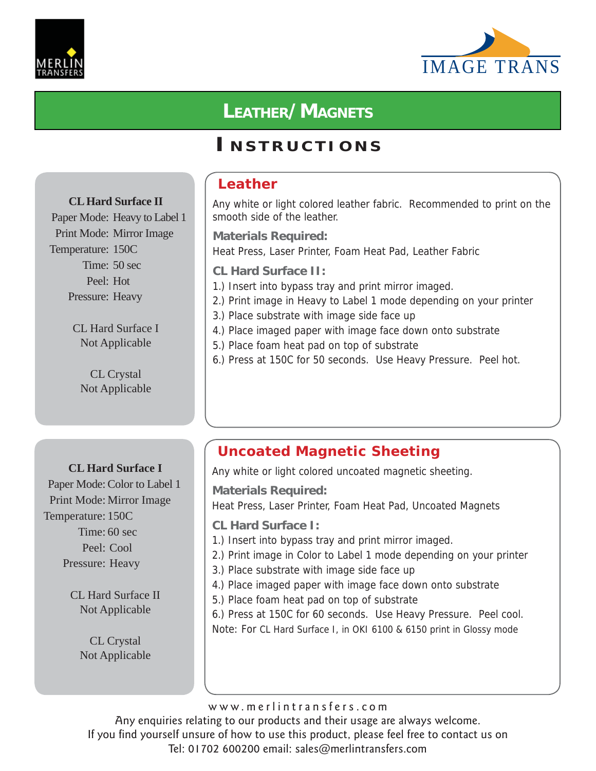MERLIN TRANSFERS

IMAGE TRANS

# LEATHER/ MAGNETS

# INSTRUCTIONS

**CL Hard Surface II**

Paper Mode: Heavy to Label 1
Print Mode: Mirror Image
Temperature: 150C
Time: 50 sec
Peel: Hot
Pressure: Heavy

CL Hard Surface I
Not Applicable

CL Crystal
Not Applicable

## Leather

Any white or light colored leather fabric. Recommended to print on the smooth side of the leather.

**Materials Required:**

Heat Press, Laser Printer, Foam Heat Pad, Leather Fabric

**CL Hard Surface II:**

1.) Insert into bypass tray and print mirror imaged.
2.) Print image in Heavy to Label 1 mode depending on your printer
3.) Place substrate with image side face up
4.) Place imaged paper with image face down onto substrate
5.) Place foam heat pad on top of substrate
6.) Press at 150C for 50 seconds. Use Heavy Pressure. Peel hot.

**CL Hard Surface I**

Paper Mode: Color to Label 1
Print Mode: Mirror Image
Temperature: 150C
Time: 60 sec
Peel: Cool
Pressure: Heavy

CL Hard Surface II
Not Applicable

CL Crystal
Not Applicable

## Uncoated Magnetic Sheeting

Any white or light colored uncoated magnetic sheeting.

**Materials Required:**

Heat Press, Laser Printer, Foam Heat Pad, Uncoated Magnets

**CL Hard Surface I:**

1.) Insert into bypass tray and print mirror imaged.
2.) Print image in Color to Label 1 mode depending on your printer
3.) Place substrate with image side face up
4.) Place imaged paper with image face down onto substrate
5.) Place foam heat pad on top of substrate
6.) Press at 150C for 60 seconds. Use Heavy Pressure. Peel cool.

Note: For CL Hard Surface I, in OKI 6100 & 6150 print in Glossy mode

www.merlintransfers.com

Any enquiries relating to our products and their usage are always welcome.
If you find yourself unsure of how to use this product, please feel free to contact us on
Tel: 01702 600200 email: sales@merlintransfers.com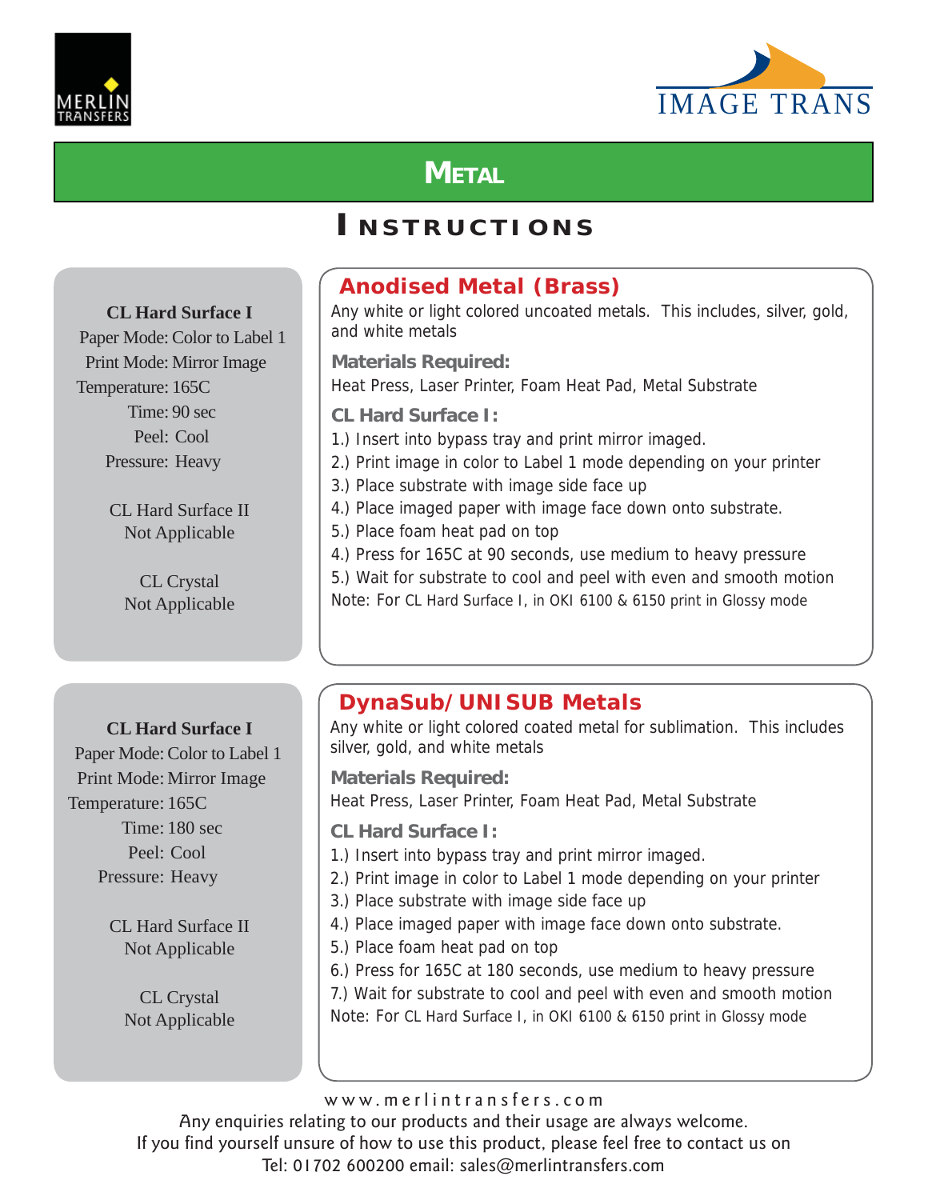MERLIN TRANSFERS

IMAGE TRANS

# METAL

## INSTRUCTIONS

**CL Hard Surface I**
Paper Mode: Color to Label 1
Print Mode: Mirror Image
Temperature: 165C
Time: 90 sec
Peel: Cool
Pressure: Heavy

CL Hard Surface II
Not Applicable

CL Crystal
Not Applicable

### Anodised Metal (Brass)

Any white or light colored uncoated metals. This includes, silver, gold, and white metals

**Materials Required:**

Heat Press, Laser Printer, Foam Heat Pad, Metal Substrate

**CL Hard Surface I:**

1.) Insert into bypass tray and print mirror imaged.
2.) Print image in color to Label 1 mode depending on your printer
3.) Place substrate with image side face up
4.) Place imaged paper with image face down onto substrate.
5.) Place foam heat pad on top
4.) Press for 165C at 90 seconds, use medium to heavy pressure
5.) Wait for substrate to cool and peel with even and smooth motion

Note: For CL Hard Surface I, in OKI 6100 & 6150 print in Glossy mode

**CL Hard Surface I**
Paper Mode: Color to Label 1
Print Mode: Mirror Image
Temperature: 165C
Time: 180 sec
Peel: Cool
Pressure: Heavy

CL Hard Surface II
Not Applicable

CL Crystal
Not Applicable

### DynaSub/UNISUB Metals

Any white or light colored coated metal for sublimation. This includes silver, gold, and white metals

**Materials Required:**

Heat Press, Laser Printer, Foam Heat Pad, Metal Substrate

**CL Hard Surface I:**

1.) Insert into bypass tray and print mirror imaged.
2.) Print image in color to Label 1 mode depending on your printer
3.) Place substrate with image side face up
4.) Place imaged paper with image face down onto substrate.
5.) Place foam heat pad on top
6.) Press for 165C at 180 seconds, use medium to heavy pressure
7.) Wait for substrate to cool and peel with even and smooth motion

Note: For CL Hard Surface I, in OKI 6100 & 6150 print in Glossy mode

www.merlintransfers.com
Any enquiries relating to our products and their usage are always welcome.
If you find yourself unsure of how to use this product, please feel free to contact us on
Tel: 01702 600200 email: sales@merlintransfers.com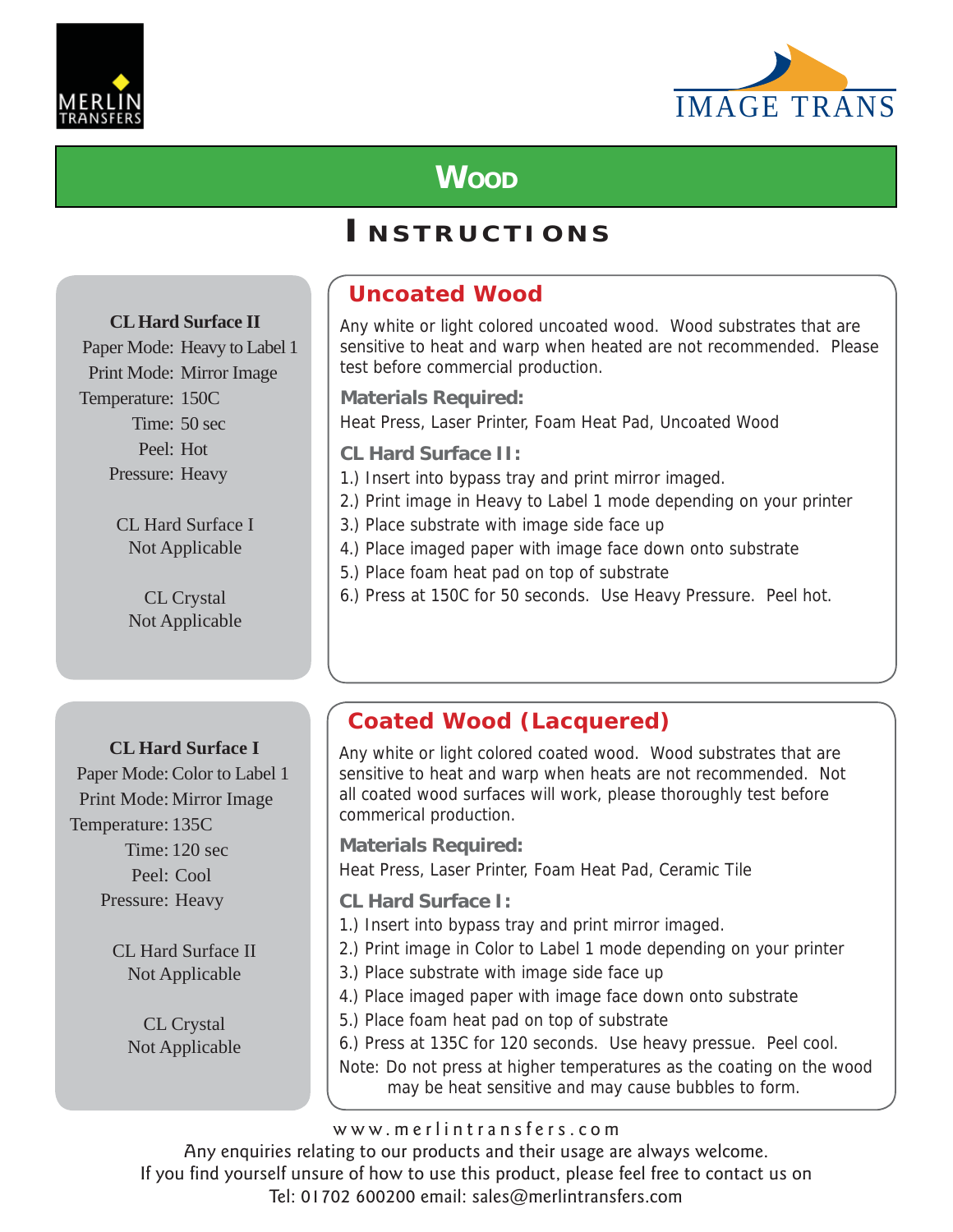MERLIN TRANSFERS

IMAGE TRANS

# Wood

## Instructions

**CL Hard Surface II**
Paper Mode: Heavy to Label 1
Print Mode: Mirror Image
Temperature: 150C
Time: 50 sec
Peel: Hot
Pressure: Heavy

CL Hard Surface I
Not Applicable

CL Crystal
Not Applicable

### Uncoated Wood

Any white or light colored uncoated wood. Wood substrates that are sensitive to heat and warp when heated are not recommended. Please test before commercial production.

**Materials Required:**

Heat Press, Laser Printer, Foam Heat Pad, Uncoated Wood

**CL Hard Surface II:**

1.) Insert into bypass tray and print mirror imaged.
2.) Print image in Heavy to Label 1 mode depending on your printer
3.) Place substrate with image side face up
4.) Place imaged paper with image face down onto substrate
5.) Place foam heat pad on top of substrate
6.) Press at 150C for 50 seconds. Use Heavy Pressure. Peel hot.

**CL Hard Surface I**
Paper Mode: Color to Label 1
Print Mode: Mirror Image
Temperature: 135C
Time: 120 sec
Peel: Cool
Pressure: Heavy

CL Hard Surface II
Not Applicable

CL Crystal
Not Applicable

### Coated Wood (Lacquered)

Any white or light colored coated wood. Wood substrates that are sensitive to heat and warp when heats are not recommended. Not all coated wood surfaces will work, please thoroughly test before commerical production.

**Materials Required:**

Heat Press, Laser Printer, Foam Heat Pad, Ceramic Tile

**CL Hard Surface I:**

1.) Insert into bypass tray and print mirror imaged.
2.) Print image in Color to Label 1 mode depending on your printer
3.) Place substrate with image side face up
4.) Place imaged paper with image face down onto substrate
5.) Place foam heat pad on top of substrate
6.) Press at 135C for 120 seconds. Use heavy pressue. Peel cool.

Note: Do not press at higher temperatures as the coating on the wood may be heat sensitive and may cause bubbles to form.

www.merlintransfers.com

Any enquiries relating to our products and their usage are always welcome.
If you find yourself unsure of how to use this product, please feel free to contact us on
Tel: 01702 600200 email: sales@merlintransfers.com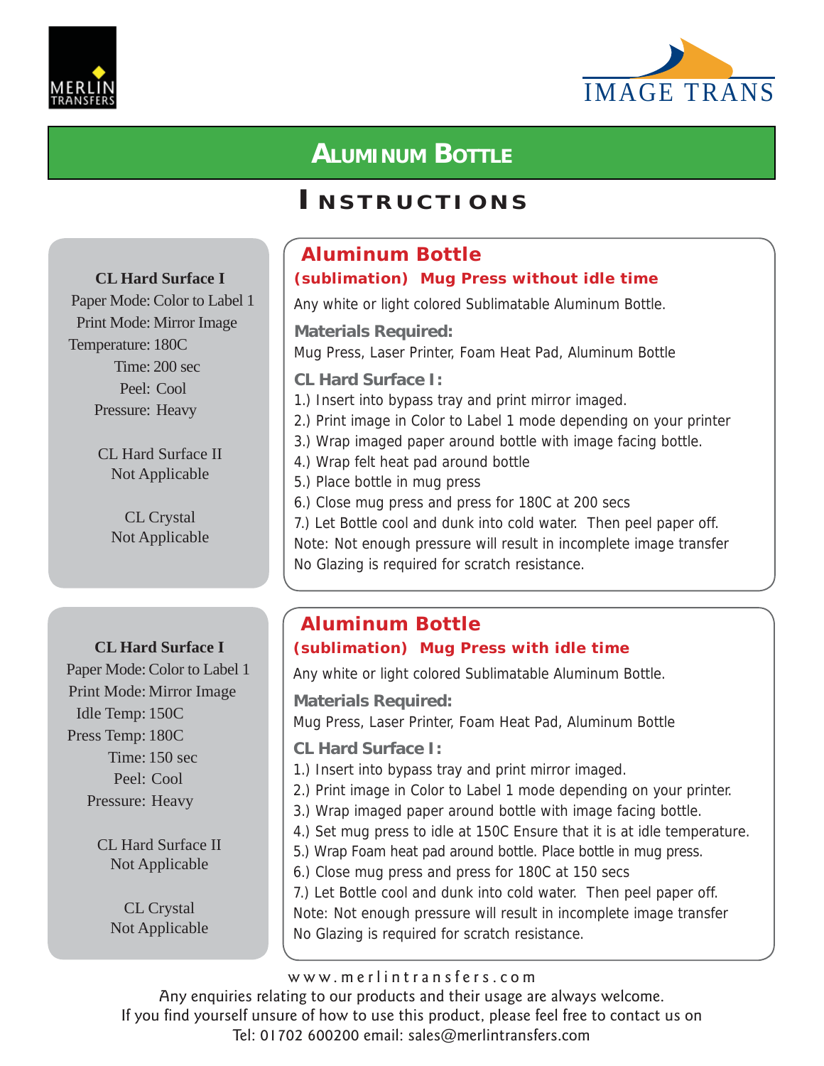MERLIN TRANSFERS

IMAGE TRANS

# ALUMINUM BOTTLE

## INSTRUCTIONS

**CL Hard Surface I**
Paper Mode: Color to Label 1
Print Mode: Mirror Image
Temperature: 180C
Time: 200 sec
Peel: Cool
Pressure: Heavy

CL Hard Surface II
Not Applicable

CL Crystal
Not Applicable

### Aluminum Bottle

**(sublimation) Mug Press without idle time**

Any white or light colored Sublimatable Aluminum Bottle.

**Materials Required:**

Mug Press, Laser Printer, Foam Heat Pad, Aluminum Bottle

**CL Hard Surface I:**

1.) Insert into bypass tray and print mirror imaged.
2.) Print image in Color to Label 1 mode depending on your printer
3.) Wrap imaged paper around bottle with image facing bottle.
4.) Wrap felt heat pad around bottle
5.) Place bottle in mug press
6.) Close mug press and press for 180C at 200 secs
7.) Let Bottle cool and dunk into cold water. Then peel paper off.
Note: Not enough pressure will result in incomplete image transfer
No Glazing is required for scratch resistance.

**CL Hard Surface I**
Paper Mode: Color to Label 1
Print Mode: Mirror Image
Idle Temp: 150C
Press Temp: 180C
Time: 150 sec
Peel: Cool
Pressure: Heavy

CL Hard Surface II
Not Applicable

CL Crystal
Not Applicable

### Aluminum Bottle

**(sublimation) Mug Press with idle time**

Any white or light colored Sublimatable Aluminum Bottle.

**Materials Required:**

Mug Press, Laser Printer, Foam Heat Pad, Aluminum Bottle

**CL Hard Surface I:**

1.) Insert into bypass tray and print mirror imaged.
2.) Print image in Color to Label 1 mode depending on your printer.
3.) Wrap imaged paper around bottle with image facing bottle.
4.) Set mug press to idle at 150C Ensure that it is at idle temperature.
5.) Wrap Foam heat pad around bottle. Place bottle in mug press.
6.) Close mug press and press for 180C at 150 secs
7.) Let Bottle cool and dunk into cold water. Then peel paper off.
Note: Not enough pressure will result in incomplete image transfer
No Glazing is required for scratch resistance.

www.merlintransfers.com
Any enquiries relating to our products and their usage are always welcome.
If you find yourself unsure of how to use this product, please feel free to contact us on
Tel: 01702 600200 email: sales@merlintransfers.com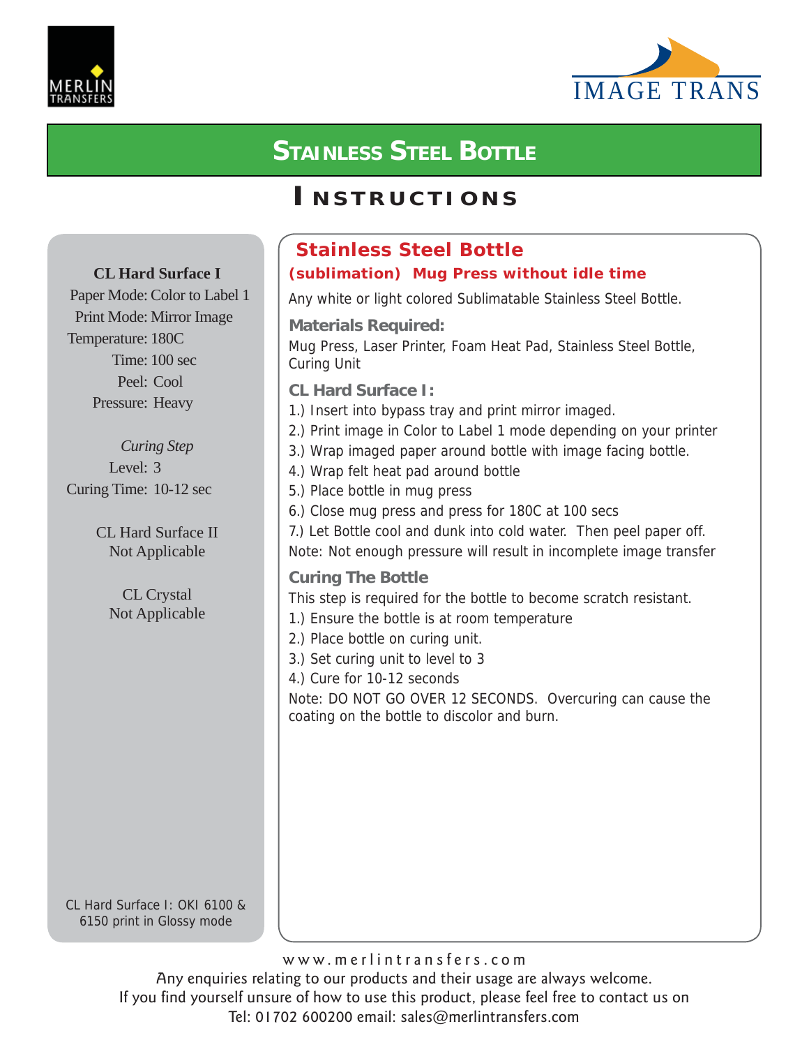MERLIN TRANSFERS

IMAGE TRANS

# Stainless Steel Bottle

# Instructions

**CL Hard Surface I**
Paper Mode: Color to Label 1
Print Mode: Mirror Image
Temperature: 180C
Time: 100 sec
Peel: Cool
Pressure: Heavy

*Curing Step*
Level: 3
Curing Time: 10-12 sec

CL Hard Surface II
Not Applicable

CL Crystal
Not Applicable

CL Hard Surface I: OKI 6100 & 6150 print in Glossy mode

## Stainless Steel Bottle

### (sublimation) Mug Press without idle time

Any white or light colored Sublimatable Stainless Steel Bottle.

**Materials Required:**

Mug Press, Laser Printer, Foam Heat Pad, Stainless Steel Bottle, Curing Unit

**CL Hard Surface I:**

1.) Insert into bypass tray and print mirror imaged.
2.) Print image in Color to Label 1 mode depending on your printer
3.) Wrap imaged paper around bottle with image facing bottle.
4.) Wrap felt heat pad around bottle
5.) Place bottle in mug press
6.) Close mug press and press for 180C at 100 secs
7.) Let Bottle cool and dunk into cold water. Then peel paper off.

Note: Not enough pressure will result in incomplete image transfer

**Curing The Bottle**

This step is required for the bottle to become scratch resistant.

1.) Ensure the bottle is at room temperature
2.) Place bottle on curing unit.
3.) Set curing unit to level to 3
4.) Cure for 10-12 seconds

Note: DO NOT GO OVER 12 SECONDS. Overcuring can cause the coating on the bottle to discolor and burn.

www.merlintransfers.com
Any enquiries relating to our products and their usage are always welcome.
If you find yourself unsure of how to use this product, please feel free to contact us on
Tel: 01702 600200 email: sales@merlintransfers.com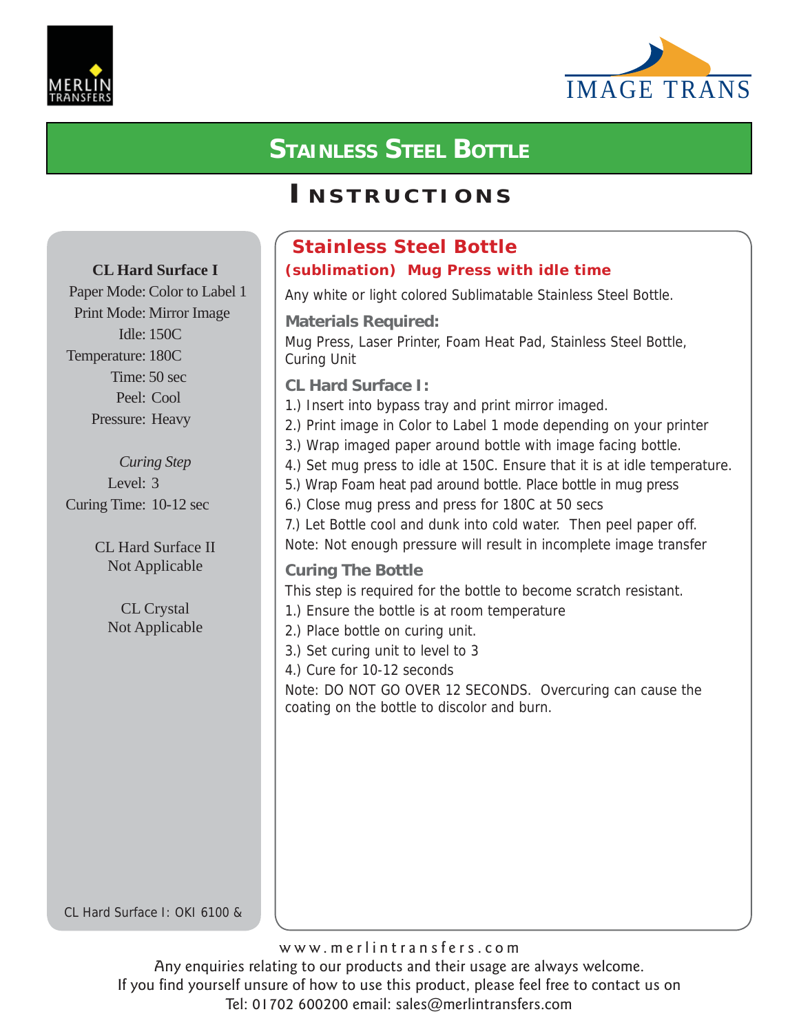MERLIN TRANSFERS

IMAGE TRANS

# Stainless Steel Bottle

## Instructions

**CL Hard Surface I**
Paper Mode: Color to Label 1
Print Mode: Mirror Image
Idle: 150C
Temperature: 180C
Time: 50 sec
Peel: Cool
Pressure: Heavy

*Curing Step*
Level: 3
Curing Time: 10-12 sec

CL Hard Surface II
Not Applicable

CL Crystal
Not Applicable

CL Hard Surface I: OKI 6100 &

### Stainless Steel Bottle

**(sublimation) Mug Press with idle time**

Any white or light colored Sublimatable Stainless Steel Bottle.

**Materials Required:**

Mug Press, Laser Printer, Foam Heat Pad, Stainless Steel Bottle, Curing Unit

**CL Hard Surface I:**

1.) Insert into bypass tray and print mirror imaged.
2.) Print image in Color to Label 1 mode depending on your printer
3.) Wrap imaged paper around bottle with image facing bottle.
4.) Set mug press to idle at 150C. Ensure that it is at idle temperature.
5.) Wrap Foam heat pad around bottle. Place bottle in mug press
6.) Close mug press and press for 180C at 50 secs
7.) Let Bottle cool and dunk into cold water. Then peel paper off.
Note: Not enough pressure will result in incomplete image transfer

**Curing The Bottle**

This step is required for the bottle to become scratch resistant.
1.) Ensure the bottle is at room temperature
2.) Place bottle on curing unit.
3.) Set curing unit to level to 3
4.) Cure for 10-12 seconds
Note: DO NOT GO OVER 12 SECONDS. Overcuring can cause the coating on the bottle to discolor and burn.

www.merlintransfers.com
Any enquiries relating to our products and their usage are always welcome.
If you find yourself unsure of how to use this product, please feel free to contact us on
Tel: 01702 600200 email: sales@merlintransfers.com